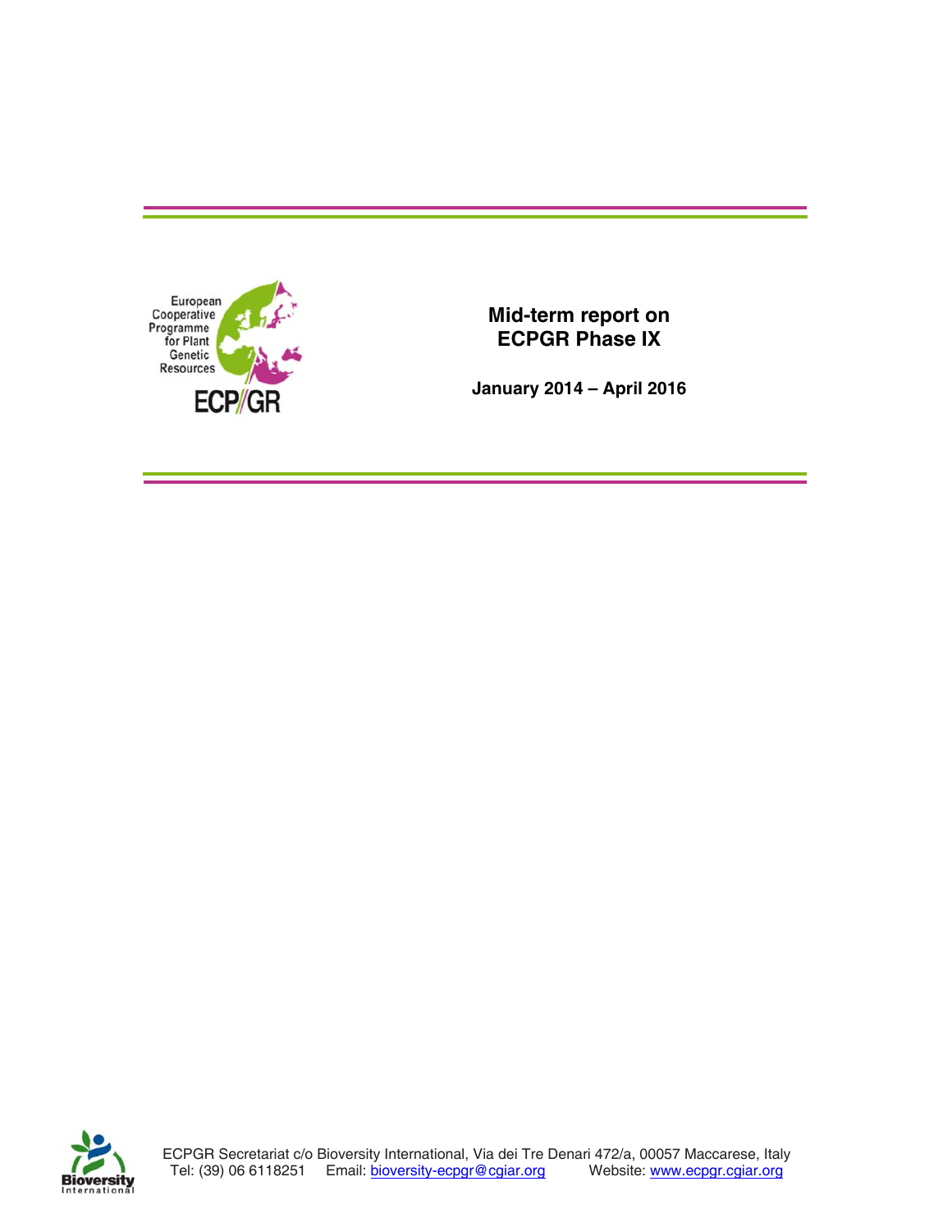European Cooperative Programme for Plant Genetic Resources

ECP/GR

# Mid-term report on ECPGR Phase IX

**January 2014 – April 2016**

ECPGR Secretariat c/o Bioversity International, Via dei Tre Denari 472/a, 00057 Maccarese, Italy
Tel: (39) 06 6118251 Email: bioversity-ecpgr@cgiar.org Website: www.ecpgr.cgiar.org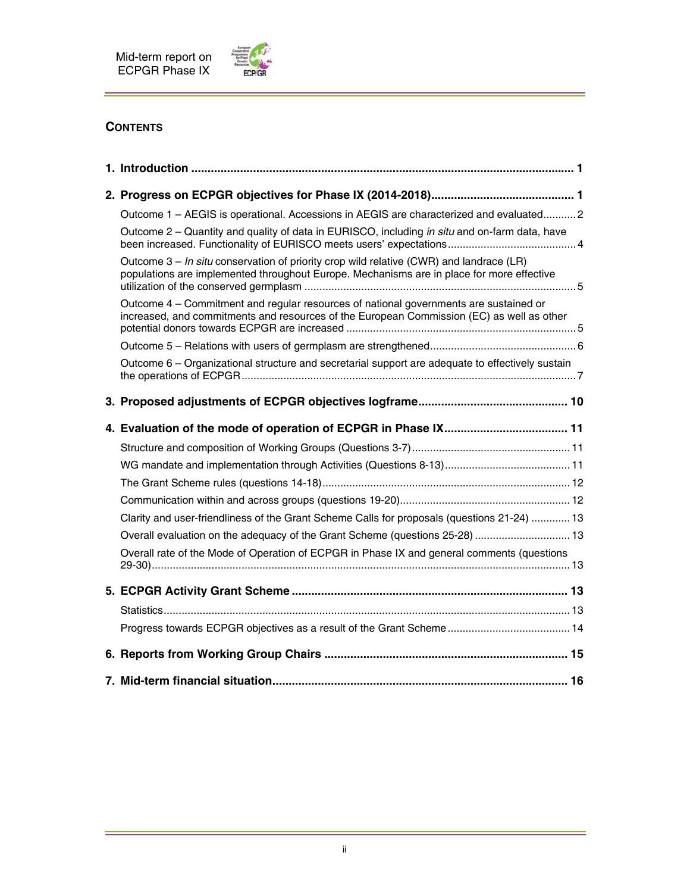## CONTENTS

**1. Introduction ..... 1**

**2. Progress on ECPGR objectives for Phase IX (2014-2018) ..... 1**

Outcome 1 – AEGIS is operational. Accessions in AEGIS are characterized and evaluated ..... 2

Outcome 2 – Quantity and quality of data in EURISCO, including *in situ* and on-farm data, have been increased. Functionality of EURISCO meets users' expectations ..... 4

Outcome 3 – *In situ* conservation of priority crop wild relative (CWR) and landrace (LR) populations are implemented throughout Europe. Mechanisms are in place for more effective utilization of the conserved germplasm ..... 5

Outcome 4 – Commitment and regular resources of national governments are sustained or increased, and commitments and resources of the European Commission (EC) as well as other potential donors towards ECPGR are increased ..... 5

Outcome 5 – Relations with users of germplasm are strengthened ..... 6

Outcome 6 – Organizational structure and secretarial support are adequate to effectively sustain the operations of ECPGR ..... 7

**3. Proposed adjustments of ECPGR objectives logframe ..... 10**

**4. Evaluation of the mode of operation of ECPGR in Phase IX ..... 11**

Structure and composition of Working Groups (Questions 3-7) ..... 11

WG mandate and implementation through Activities (Questions 8-13) ..... 11

The Grant Scheme rules (questions 14-18) ..... 12

Communication within and across groups (questions 19-20) ..... 12

Clarity and user-friendliness of the Grant Scheme Calls for proposals (questions 21-24) ..... 13

Overall evaluation on the adequacy of the Grant Scheme (questions 25-28) ..... 13

Overall rate of the Mode of Operation of ECPGR in Phase IX and general comments (questions 29-30) ..... 13

**5. ECPGR Activity Grant Scheme ..... 13**

Statistics ..... 13

Progress towards ECPGR objectives as a result of the Grant Scheme ..... 14

**6. Reports from Working Group Chairs ..... 15**

**7. Mid-term financial situation ..... 16**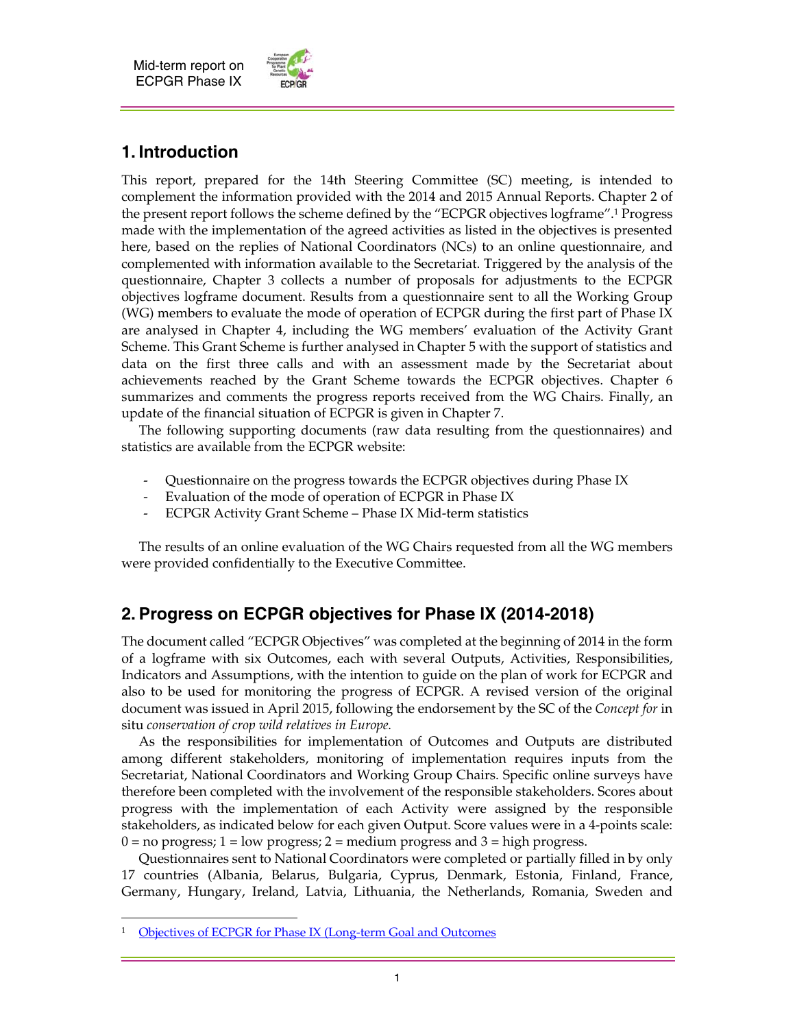# 1. Introduction

This report, prepared for the 14th Steering Committee (SC) meeting, is intended to complement the information provided with the 2014 and 2015 Annual Reports. Chapter 2 of the present report follows the scheme defined by the "ECPGR objectives logframe".[1] Progress made with the implementation of the agreed activities as listed in the objectives is presented here, based on the replies of National Coordinators (NCs) to an online questionnaire, and complemented with information available to the Secretariat. Triggered by the analysis of the questionnaire, Chapter 3 collects a number of proposals for adjustments to the ECPGR objectives logframe document. Results from a questionnaire sent to all the Working Group (WG) members to evaluate the mode of operation of ECPGR during the first part of Phase IX are analysed in Chapter 4, including the WG members' evaluation of the Activity Grant Scheme. This Grant Scheme is further analysed in Chapter 5 with the support of statistics and data on the first three calls and with an assessment made by the Secretariat about achievements reached by the Grant Scheme towards the ECPGR objectives. Chapter 6 summarizes and comments the progress reports received from the WG Chairs. Finally, an update of the financial situation of ECPGR is given in Chapter 7.

The following supporting documents (raw data resulting from the questionnaires) and statistics are available from the ECPGR website:

- Questionnaire on the progress towards the ECPGR objectives during Phase IX
- Evaluation of the mode of operation of ECPGR in Phase IX
- ECPGR Activity Grant Scheme – Phase IX Mid-term statistics

The results of an online evaluation of the WG Chairs requested from all the WG members were provided confidentially to the Executive Committee.

# 2. Progress on ECPGR objectives for Phase IX (2014-2018)

The document called "ECPGR Objectives" was completed at the beginning of 2014 in the form of a logframe with six Outcomes, each with several Outputs, Activities, Responsibilities, Indicators and Assumptions, with the intention to guide on the plan of work for ECPGR and also to be used for monitoring the progress of ECPGR. A revised version of the original document was issued in April 2015, following the endorsement by the SC of the *Concept for* in situ *conservation of crop wild relatives in Europe.*

As the responsibilities for implementation of Outcomes and Outputs are distributed among different stakeholders, monitoring of implementation requires inputs from the Secretariat, National Coordinators and Working Group Chairs. Specific online surveys have therefore been completed with the involvement of the responsible stakeholders. Scores about progress with the implementation of each Activity were assigned by the responsible stakeholders, as indicated below for each given Output. Score values were in a 4-points scale: 0 = no progress; 1 = low progress; 2 = medium progress and 3 = high progress.

Questionnaires sent to National Coordinators were completed or partially filled in by only 17 countries (Albania, Belarus, Bulgaria, Cyprus, Denmark, Estonia, Finland, France, Germany, Hungary, Ireland, Latvia, Lithuania, the Netherlands, Romania, Sweden and

[1] Objectives of ECPGR for Phase IX (Long-term Goal and Outcomes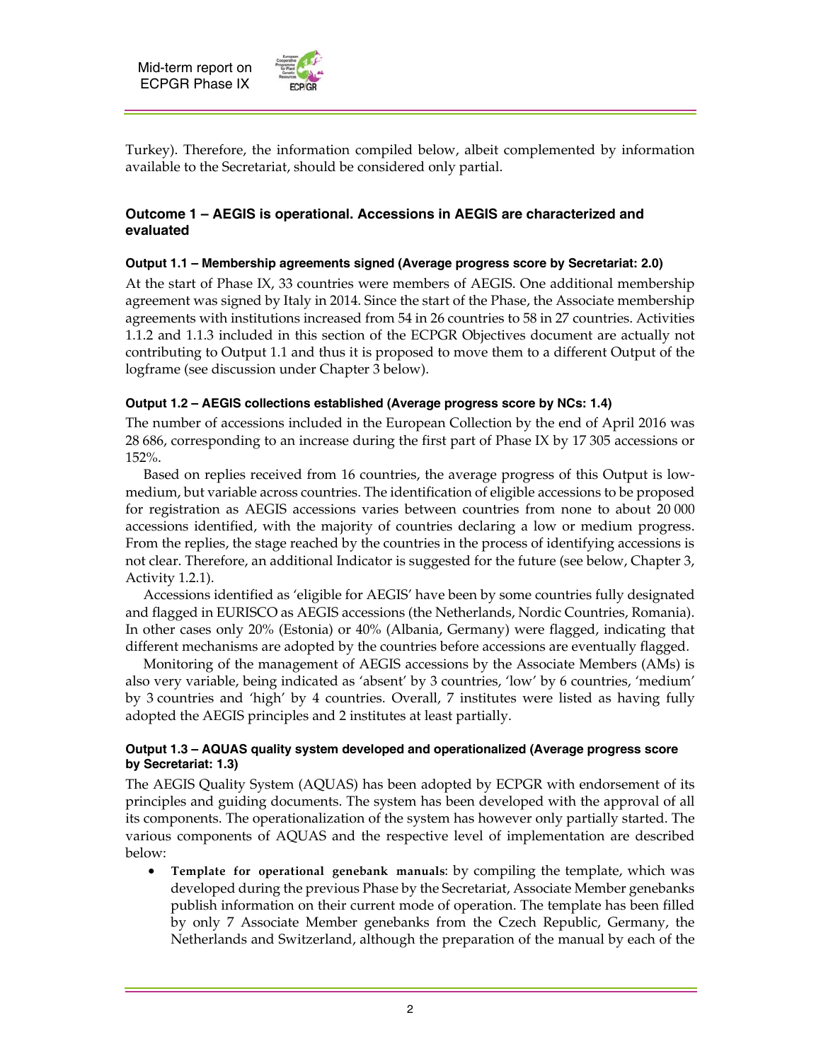Turkey). Therefore, the information compiled below, albeit complemented by information available to the Secretariat, should be considered only partial.

### Outcome 1 – AEGIS is operational. Accessions in AEGIS are characterized and evaluated

#### Output 1.1 – Membership agreements signed (Average progress score by Secretariat: 2.0)

At the start of Phase IX, 33 countries were members of AEGIS. One additional membership agreement was signed by Italy in 2014. Since the start of the Phase, the Associate membership agreements with institutions increased from 54 in 26 countries to 58 in 27 countries. Activities 1.1.2 and 1.1.3 included in this section of the ECPGR Objectives document are actually not contributing to Output 1.1 and thus it is proposed to move them to a different Output of the logframe (see discussion under Chapter 3 below).

#### Output 1.2 – AEGIS collections established (Average progress score by NCs: 1.4)

The number of accessions included in the European Collection by the end of April 2016 was 28 686, corresponding to an increase during the first part of Phase IX by 17 305 accessions or 152%.

Based on replies received from 16 countries, the average progress of this Output is low-medium, but variable across countries. The identification of eligible accessions to be proposed for registration as AEGIS accessions varies between countries from none to about 20 000 accessions identified, with the majority of countries declaring a low or medium progress. From the replies, the stage reached by the countries in the process of identifying accessions is not clear. Therefore, an additional Indicator is suggested for the future (see below, Chapter 3, Activity 1.2.1).

Accessions identified as 'eligible for AEGIS' have been by some countries fully designated and flagged in EURISCO as AEGIS accessions (the Netherlands, Nordic Countries, Romania). In other cases only 20% (Estonia) or 40% (Albania, Germany) were flagged, indicating that different mechanisms are adopted by the countries before accessions are eventually flagged.

Monitoring of the management of AEGIS accessions by the Associate Members (AMs) is also very variable, being indicated as 'absent' by 3 countries, 'low' by 6 countries, 'medium' by 3 countries and 'high' by 4 countries. Overall, 7 institutes were listed as having fully adopted the AEGIS principles and 2 institutes at least partially.

#### Output 1.3 – AQUAS quality system developed and operationalized (Average progress score by Secretariat: 1.3)

The AEGIS Quality System (AQUAS) has been adopted by ECPGR with endorsement of its principles and guiding documents. The system has been developed with the approval of all its components. The operationalization of the system has however only partially started. The various components of AQUAS and the respective level of implementation are described below:

- **Template for operational genebank manuals**: by compiling the template, which was developed during the previous Phase by the Secretariat, Associate Member genebanks publish information on their current mode of operation. The template has been filled by only 7 Associate Member genebanks from the Czech Republic, Germany, the Netherlands and Switzerland, although the preparation of the manual by each of the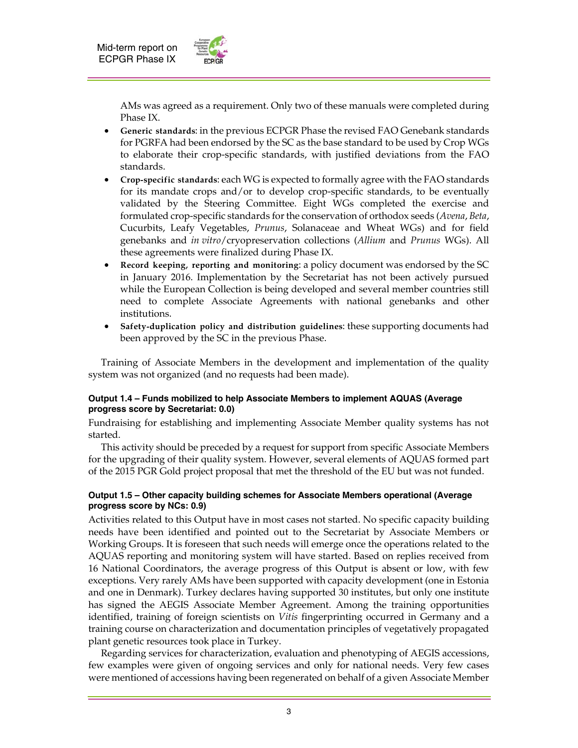AMs was agreed as a requirement. Only two of these manuals were completed during Phase IX.

- **Generic standards**: in the previous ECPGR Phase the revised FAO Genebank standards for PGRFA had been endorsed by the SC as the base standard to be used by Crop WGs to elaborate their crop-specific standards, with justified deviations from the FAO standards.
- **Crop-specific standards**: each WG is expected to formally agree with the FAO standards for its mandate crops and/or to develop crop-specific standards, to be eventually validated by the Steering Committee. Eight WGs completed the exercise and formulated crop-specific standards for the conservation of orthodox seeds (*Avena*, *Beta*, Cucurbits, Leafy Vegetables, *Prunus*, Solanaceae and Wheat WGs) and for field genebanks and *in vitro*/cryopreservation collections (*Allium* and *Prunus* WGs). All these agreements were finalized during Phase IX.
- **Record keeping, reporting and monitoring**: a policy document was endorsed by the SC in January 2016. Implementation by the Secretariat has not been actively pursued while the European Collection is being developed and several member countries still need to complete Associate Agreements with national genebanks and other institutions.
- **Safety-duplication policy and distribution guidelines**: these supporting documents had been approved by the SC in the previous Phase.

Training of Associate Members in the development and implementation of the quality system was not organized (and no requests had been made).

#### Output 1.4 – Funds mobilized to help Associate Members to implement AQUAS (Average progress score by Secretariat: 0.0)

Fundraising for establishing and implementing Associate Member quality systems has not started.

This activity should be preceded by a request for support from specific Associate Members for the upgrading of their quality system. However, several elements of AQUAS formed part of the 2015 PGR Gold project proposal that met the threshold of the EU but was not funded.

#### Output 1.5 – Other capacity building schemes for Associate Members operational (Average progress score by NCs: 0.9)

Activities related to this Output have in most cases not started. No specific capacity building needs have been identified and pointed out to the Secretariat by Associate Members or Working Groups. It is foreseen that such needs will emerge once the operations related to the AQUAS reporting and monitoring system will have started. Based on replies received from 16 National Coordinators, the average progress of this Output is absent or low, with few exceptions. Very rarely AMs have been supported with capacity development (one in Estonia and one in Denmark). Turkey declares having supported 30 institutes, but only one institute has signed the AEGIS Associate Member Agreement. Among the training opportunities identified, training of foreign scientists on *Vitis* fingerprinting occurred in Germany and a training course on characterization and documentation principles of vegetatively propagated plant genetic resources took place in Turkey.

Regarding services for characterization, evaluation and phenotyping of AEGIS accessions, few examples were given of ongoing services and only for national needs. Very few cases were mentioned of accessions having been regenerated on behalf of a given Associate Member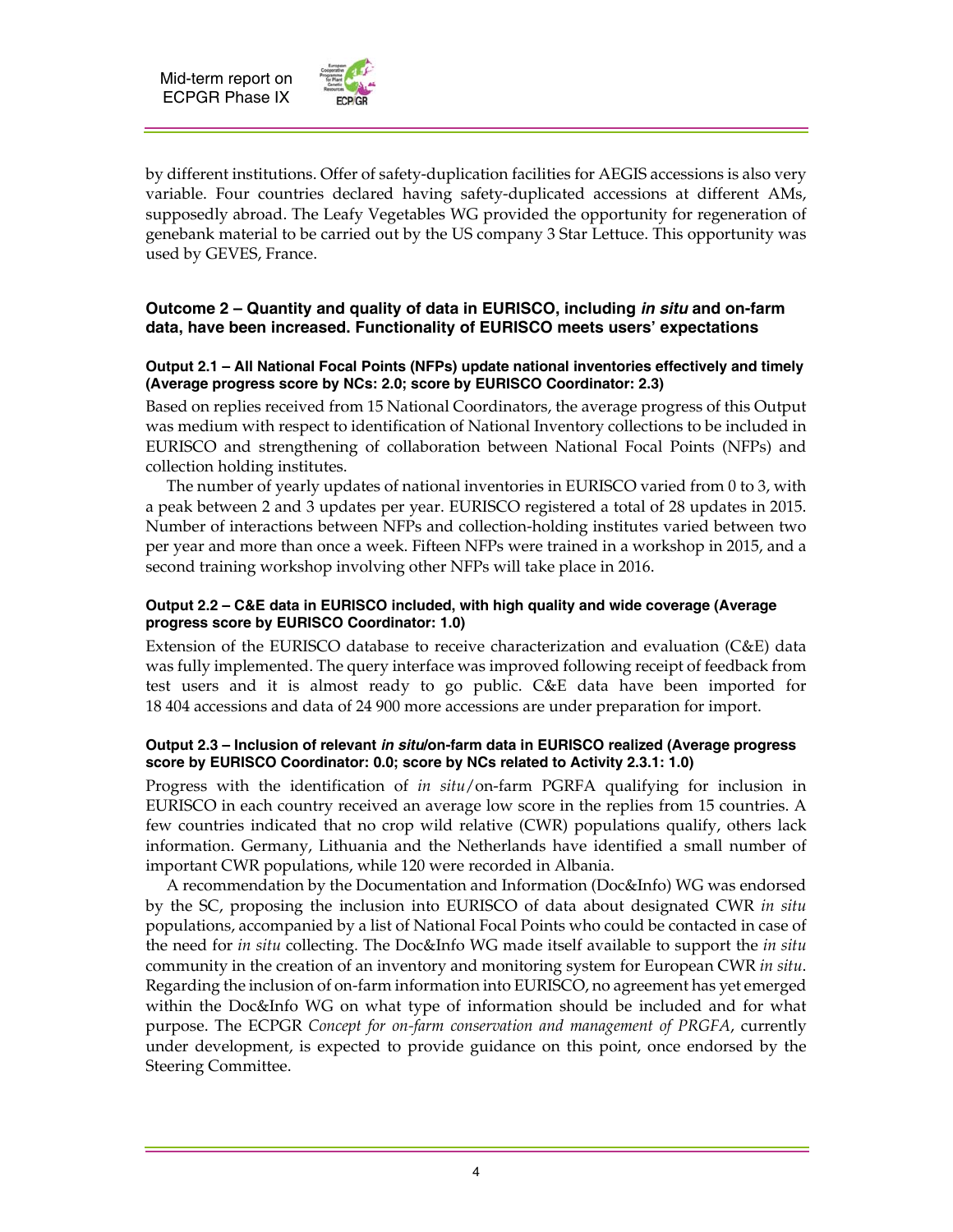by different institutions. Offer of safety-duplication facilities for AEGIS accessions is also very variable. Four countries declared having safety-duplicated accessions at different AMs, supposedly abroad. The Leafy Vegetables WG provided the opportunity for regeneration of genebank material to be carried out by the US company 3 Star Lettuce. This opportunity was used by GEVES, France.

### Outcome 2 – Quantity and quality of data in EURISCO, including *in situ* and on-farm data, have been increased. Functionality of EURISCO meets users' expectations

#### Output 2.1 – All National Focal Points (NFPs) update national inventories effectively and timely (Average progress score by NCs: 2.0; score by EURISCO Coordinator: 2.3)

Based on replies received from 15 National Coordinators, the average progress of this Output was medium with respect to identification of National Inventory collections to be included in EURISCO and strengthening of collaboration between National Focal Points (NFPs) and collection holding institutes.

The number of yearly updates of national inventories in EURISCO varied from 0 to 3, with a peak between 2 and 3 updates per year. EURISCO registered a total of 28 updates in 2015. Number of interactions between NFPs and collection-holding institutes varied between two per year and more than once a week. Fifteen NFPs were trained in a workshop in 2015, and a second training workshop involving other NFPs will take place in 2016.

#### Output 2.2 – C&E data in EURISCO included, with high quality and wide coverage (Average progress score by EURISCO Coordinator: 1.0)

Extension of the EURISCO database to receive characterization and evaluation (C&E) data was fully implemented. The query interface was improved following receipt of feedback from test users and it is almost ready to go public. C&E data have been imported for 18 404 accessions and data of 24 900 more accessions are under preparation for import.

#### Output 2.3 – Inclusion of relevant *in situ*/on-farm data in EURISCO realized (Average progress score by EURISCO Coordinator: 0.0; score by NCs related to Activity 2.3.1: 1.0)

Progress with the identification of *in situ*/on-farm PGRFA qualifying for inclusion in EURISCO in each country received an average low score in the replies from 15 countries. A few countries indicated that no crop wild relative (CWR) populations qualify, others lack information. Germany, Lithuania and the Netherlands have identified a small number of important CWR populations, while 120 were recorded in Albania.

A recommendation by the Documentation and Information (Doc&Info) WG was endorsed by the SC, proposing the inclusion into EURISCO of data about designated CWR *in situ* populations, accompanied by a list of National Focal Points who could be contacted in case of the need for *in situ* collecting. The Doc&Info WG made itself available to support the *in situ* community in the creation of an inventory and monitoring system for European CWR *in situ*. Regarding the inclusion of on-farm information into EURISCO, no agreement has yet emerged within the Doc&Info WG on what type of information should be included and for what purpose. The ECPGR *Concept for on-farm conservation and management of PRGFA*, currently under development, is expected to provide guidance on this point, once endorsed by the Steering Committee.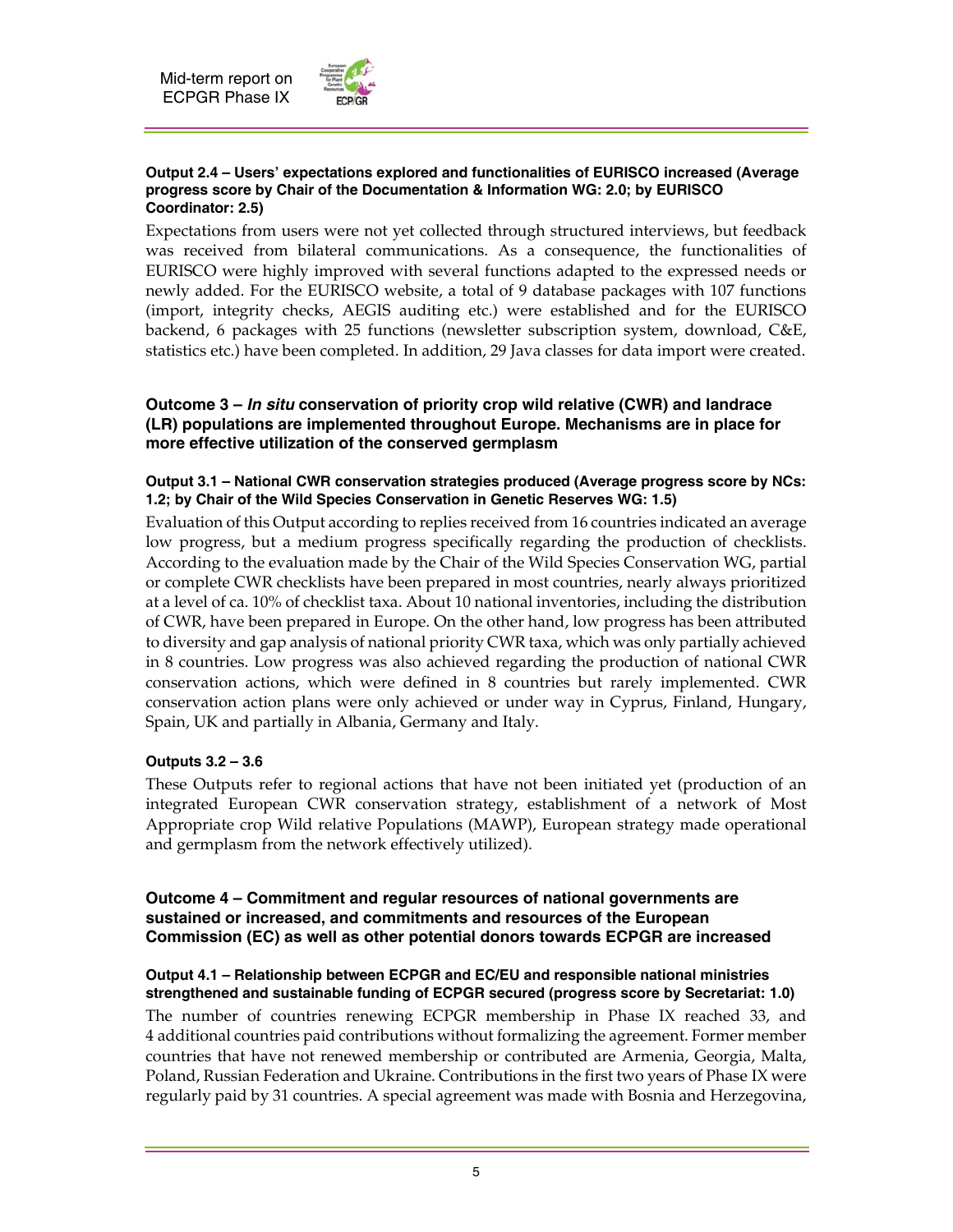#### Output 2.4 – Users' expectations explored and functionalities of EURISCO increased (Average progress score by Chair of the Documentation & Information WG: 2.0; by EURISCO Coordinator: 2.5)

Expectations from users were not yet collected through structured interviews, but feedback was received from bilateral communications. As a consequence, the functionalities of EURISCO were highly improved with several functions adapted to the expressed needs or newly added. For the EURISCO website, a total of 9 database packages with 107 functions (import, integrity checks, AEGIS auditing etc.) were established and for the EURISCO backend, 6 packages with 25 functions (newsletter subscription system, download, C&E, statistics etc.) have been completed. In addition, 29 Java classes for data import were created.

### Outcome 3 – *In situ* conservation of priority crop wild relative (CWR) and landrace (LR) populations are implemented throughout Europe. Mechanisms are in place for more effective utilization of the conserved germplasm

#### Output 3.1 – National CWR conservation strategies produced (Average progress score by NCs: 1.2; by Chair of the Wild Species Conservation in Genetic Reserves WG: 1.5)

Evaluation of this Output according to replies received from 16 countries indicated an average low progress, but a medium progress specifically regarding the production of checklists. According to the evaluation made by the Chair of the Wild Species Conservation WG, partial or complete CWR checklists have been prepared in most countries, nearly always prioritized at a level of ca. 10% of checklist taxa. About 10 national inventories, including the distribution of CWR, have been prepared in Europe. On the other hand, low progress has been attributed to diversity and gap analysis of national priority CWR taxa, which was only partially achieved in 8 countries. Low progress was also achieved regarding the production of national CWR conservation actions, which were defined in 8 countries but rarely implemented. CWR conservation action plans were only achieved or under way in Cyprus, Finland, Hungary, Spain, UK and partially in Albania, Germany and Italy.

#### Outputs 3.2 – 3.6

These Outputs refer to regional actions that have not been initiated yet (production of an integrated European CWR conservation strategy, establishment of a network of Most Appropriate crop Wild relative Populations (MAWP), European strategy made operational and germplasm from the network effectively utilized).

### Outcome 4 – Commitment and regular resources of national governments are sustained or increased, and commitments and resources of the European Commission (EC) as well as other potential donors towards ECPGR are increased

#### Output 4.1 – Relationship between ECPGR and EC/EU and responsible national ministries strengthened and sustainable funding of ECPGR secured (progress score by Secretariat: 1.0)

The number of countries renewing ECPGR membership in Phase IX reached 33, and 4 additional countries paid contributions without formalizing the agreement. Former member countries that have not renewed membership or contributed are Armenia, Georgia, Malta, Poland, Russian Federation and Ukraine. Contributions in the first two years of Phase IX were regularly paid by 31 countries. A special agreement was made with Bosnia and Herzegovina,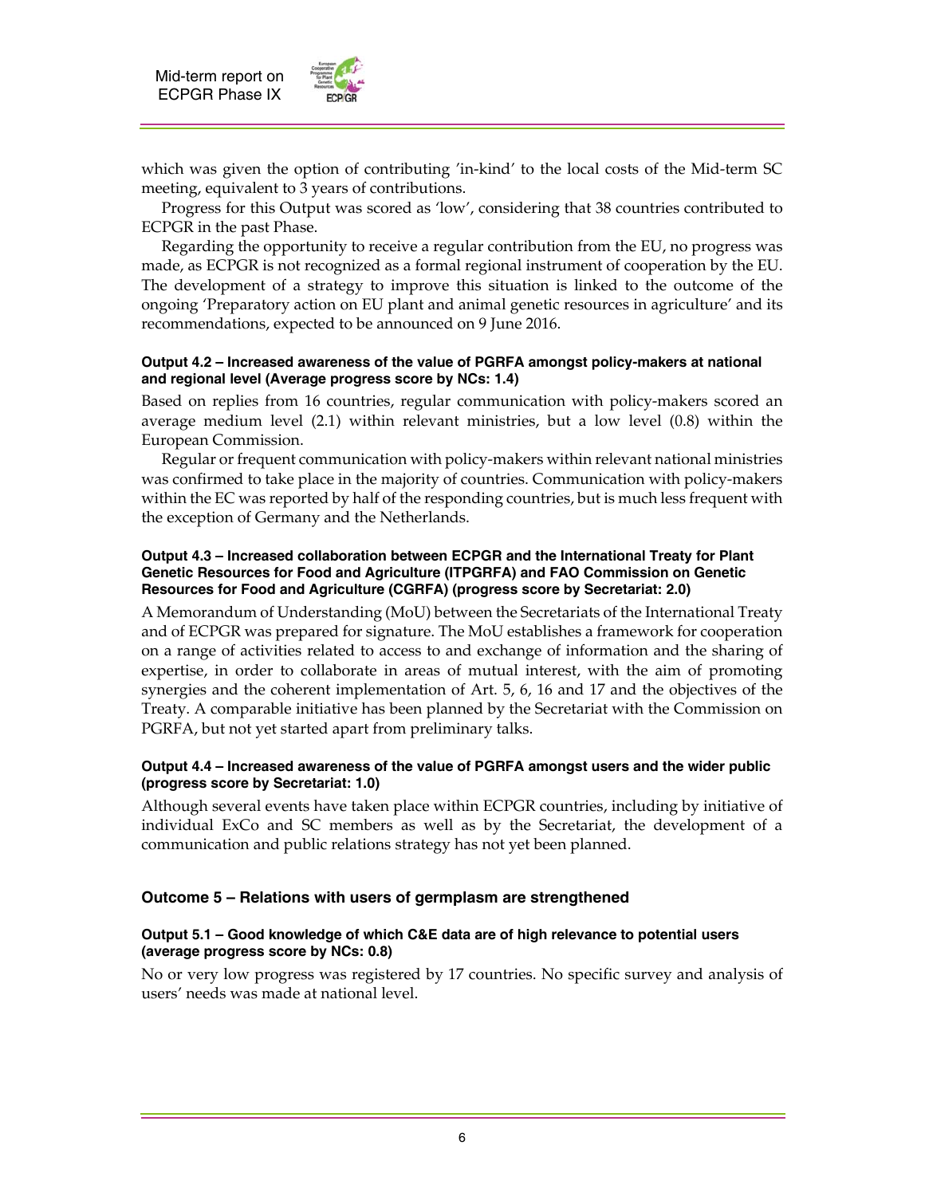which was given the option of contributing 'in-kind' to the local costs of the Mid-term SC meeting, equivalent to 3 years of contributions.

Progress for this Output was scored as 'low', considering that 38 countries contributed to ECPGR in the past Phase.

Regarding the opportunity to receive a regular contribution from the EU, no progress was made, as ECPGR is not recognized as a formal regional instrument of cooperation by the EU. The development of a strategy to improve this situation is linked to the outcome of the ongoing 'Preparatory action on EU plant and animal genetic resources in agriculture' and its recommendations, expected to be announced on 9 June 2016.

#### Output 4.2 – Increased awareness of the value of PGRFA amongst policy-makers at national and regional level (Average progress score by NCs: 1.4)

Based on replies from 16 countries, regular communication with policy-makers scored an average medium level (2.1) within relevant ministries, but a low level (0.8) within the European Commission.

Regular or frequent communication with policy-makers within relevant national ministries was confirmed to take place in the majority of countries. Communication with policy-makers within the EC was reported by half of the responding countries, but is much less frequent with the exception of Germany and the Netherlands.

#### Output 4.3 – Increased collaboration between ECPGR and the International Treaty for Plant Genetic Resources for Food and Agriculture (ITPGRFA) and FAO Commission on Genetic Resources for Food and Agriculture (CGRFA) (progress score by Secretariat: 2.0)

A Memorandum of Understanding (MoU) between the Secretariats of the International Treaty and of ECPGR was prepared for signature. The MoU establishes a framework for cooperation on a range of activities related to access to and exchange of information and the sharing of expertise, in order to collaborate in areas of mutual interest, with the aim of promoting synergies and the coherent implementation of Art. 5, 6, 16 and 17 and the objectives of the Treaty. A comparable initiative has been planned by the Secretariat with the Commission on PGRFA, but not yet started apart from preliminary talks.

#### Output 4.4 – Increased awareness of the value of PGRFA amongst users and the wider public (progress score by Secretariat: 1.0)

Although several events have taken place within ECPGR countries, including by initiative of individual ExCo and SC members as well as by the Secretariat, the development of a communication and public relations strategy has not yet been planned.

### Outcome 5 – Relations with users of germplasm are strengthened

#### Output 5.1 – Good knowledge of which C&E data are of high relevance to potential users (average progress score by NCs: 0.8)

No or very low progress was registered by 17 countries. No specific survey and analysis of users' needs was made at national level.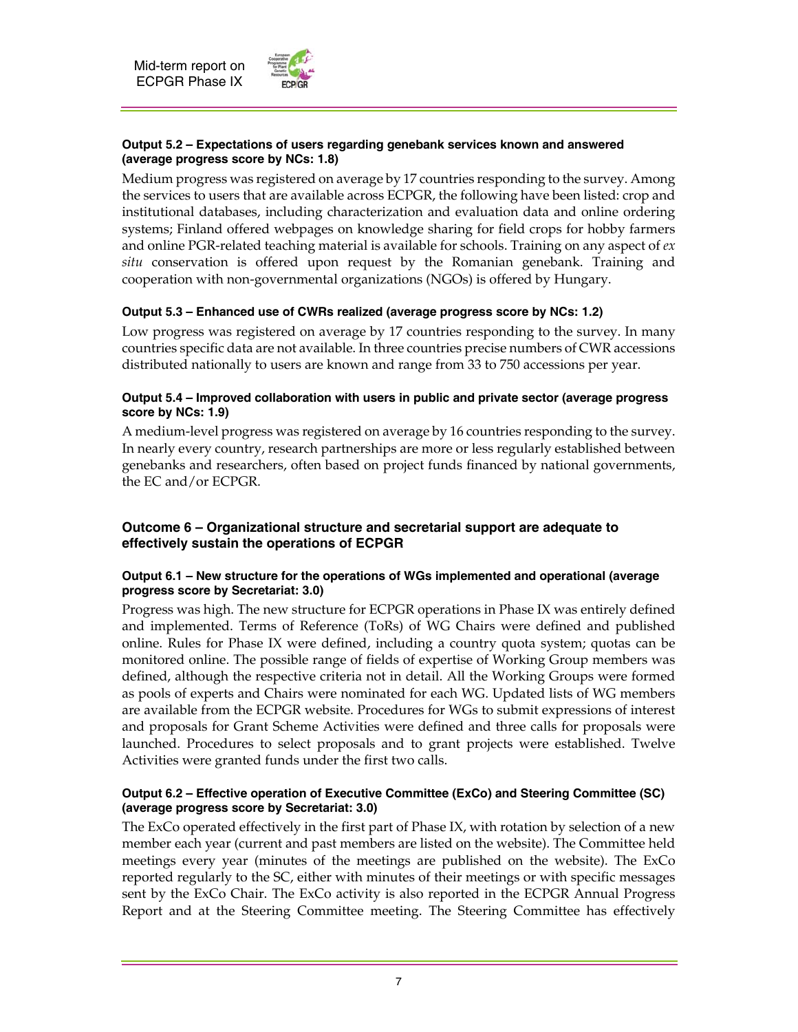#### Output 5.2 – Expectations of users regarding genebank services known and answered (average progress score by NCs: 1.8)

Medium progress was registered on average by 17 countries responding to the survey. Among the services to users that are available across ECPGR, the following have been listed: crop and institutional databases, including characterization and evaluation data and online ordering systems; Finland offered webpages on knowledge sharing for field crops for hobby farmers and online PGR-related teaching material is available for schools. Training on any aspect of *ex situ* conservation is offered upon request by the Romanian genebank. Training and cooperation with non-governmental organizations (NGOs) is offered by Hungary.

#### Output 5.3 – Enhanced use of CWRs realized (average progress score by NCs: 1.2)

Low progress was registered on average by 17 countries responding to the survey. In many countries specific data are not available. In three countries precise numbers of CWR accessions distributed nationally to users are known and range from 33 to 750 accessions per year.

#### Output 5.4 – Improved collaboration with users in public and private sector (average progress score by NCs: 1.9)

A medium-level progress was registered on average by 16 countries responding to the survey. In nearly every country, research partnerships are more or less regularly established between genebanks and researchers, often based on project funds financed by national governments, the EC and/or ECPGR.

### Outcome 6 – Organizational structure and secretarial support are adequate to effectively sustain the operations of ECPGR

#### Output 6.1 – New structure for the operations of WGs implemented and operational (average progress score by Secretariat: 3.0)

Progress was high. The new structure for ECPGR operations in Phase IX was entirely defined and implemented. Terms of Reference (ToRs) of WG Chairs were defined and published online. Rules for Phase IX were defined, including a country quota system; quotas can be monitored online. The possible range of fields of expertise of Working Group members was defined, although the respective criteria not in detail. All the Working Groups were formed as pools of experts and Chairs were nominated for each WG. Updated lists of WG members are available from the ECPGR website. Procedures for WGs to submit expressions of interest and proposals for Grant Scheme Activities were defined and three calls for proposals were launched. Procedures to select proposals and to grant projects were established. Twelve Activities were granted funds under the first two calls.

#### Output 6.2 – Effective operation of Executive Committee (ExCo) and Steering Committee (SC) (average progress score by Secretariat: 3.0)

The ExCo operated effectively in the first part of Phase IX, with rotation by selection of a new member each year (current and past members are listed on the website). The Committee held meetings every year (minutes of the meetings are published on the website). The ExCo reported regularly to the SC, either with minutes of their meetings or with specific messages sent by the ExCo Chair. The ExCo activity is also reported in the ECPGR Annual Progress Report and at the Steering Committee meeting. The Steering Committee has effectively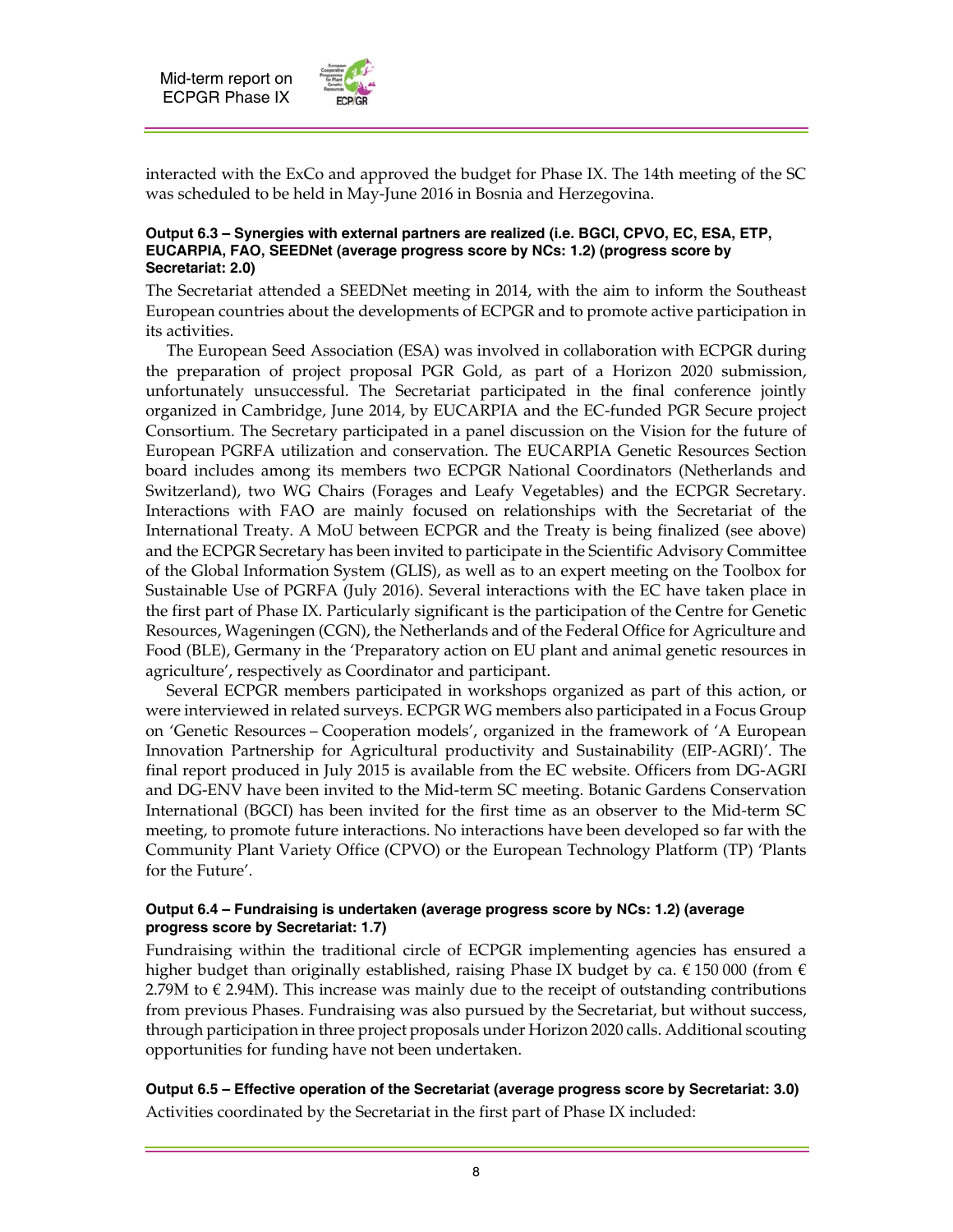interacted with the ExCo and approved the budget for Phase IX. The 14th meeting of the SC was scheduled to be held in May-June 2016 in Bosnia and Herzegovina.

#### Output 6.3 – Synergies with external partners are realized (i.e. BGCI, CPVO, EC, ESA, ETP, EUCARPIA, FAO, SEEDNet (average progress score by NCs: 1.2) (progress score by Secretariat: 2.0)

The Secretariat attended a SEEDNet meeting in 2014, with the aim to inform the Southeast European countries about the developments of ECPGR and to promote active participation in its activities.

The European Seed Association (ESA) was involved in collaboration with ECPGR during the preparation of project proposal PGR Gold, as part of a Horizon 2020 submission, unfortunately unsuccessful. The Secretariat participated in the final conference jointly organized in Cambridge, June 2014, by EUCARPIA and the EC-funded PGR Secure project Consortium. The Secretary participated in a panel discussion on the Vision for the future of European PGRFA utilization and conservation. The EUCARPIA Genetic Resources Section board includes among its members two ECPGR National Coordinators (Netherlands and Switzerland), two WG Chairs (Forages and Leafy Vegetables) and the ECPGR Secretary. Interactions with FAO are mainly focused on relationships with the Secretariat of the International Treaty. A MoU between ECPGR and the Treaty is being finalized (see above) and the ECPGR Secretary has been invited to participate in the Scientific Advisory Committee of the Global Information System (GLIS), as well as to an expert meeting on the Toolbox for Sustainable Use of PGRFA (July 2016). Several interactions with the EC have taken place in the first part of Phase IX. Particularly significant is the participation of the Centre for Genetic Resources, Wageningen (CGN), the Netherlands and of the Federal Office for Agriculture and Food (BLE), Germany in the 'Preparatory action on EU plant and animal genetic resources in agriculture', respectively as Coordinator and participant.

Several ECPGR members participated in workshops organized as part of this action, or were interviewed in related surveys. ECPGR WG members also participated in a Focus Group on 'Genetic Resources – Cooperation models', organized in the framework of 'A European Innovation Partnership for Agricultural productivity and Sustainability (EIP-AGRI)'. The final report produced in July 2015 is available from the EC website. Officers from DG-AGRI and DG-ENV have been invited to the Mid-term SC meeting. Botanic Gardens Conservation International (BGCI) has been invited for the first time as an observer to the Mid-term SC meeting, to promote future interactions. No interactions have been developed so far with the Community Plant Variety Office (CPVO) or the European Technology Platform (TP) 'Plants for the Future'.

#### Output 6.4 – Fundraising is undertaken (average progress score by NCs: 1.2) (average progress score by Secretariat: 1.7)

Fundraising within the traditional circle of ECPGR implementing agencies has ensured a higher budget than originally established, raising Phase IX budget by ca. € 150 000 (from € 2.79M to € 2.94M). This increase was mainly due to the receipt of outstanding contributions from previous Phases. Fundraising was also pursued by the Secretariat, but without success, through participation in three project proposals under Horizon 2020 calls. Additional scouting opportunities for funding have not been undertaken.

#### Output 6.5 – Effective operation of the Secretariat (average progress score by Secretariat: 3.0)

Activities coordinated by the Secretariat in the first part of Phase IX included: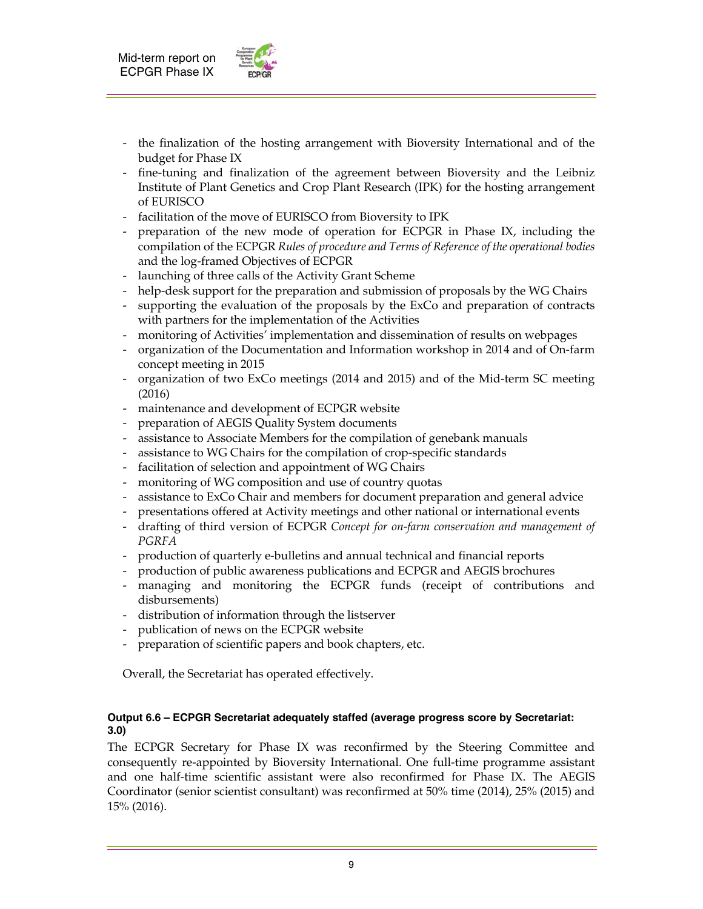- the finalization of the hosting arrangement with Bioversity International and of the budget for Phase IX
- fine-tuning and finalization of the agreement between Bioversity and the Leibniz Institute of Plant Genetics and Crop Plant Research (IPK) for the hosting arrangement of EURISCO
- facilitation of the move of EURISCO from Bioversity to IPK
- preparation of the new mode of operation for ECPGR in Phase IX, including the compilation of the ECPGR *Rules of procedure and Terms of Reference of the operational bodies* and the log-framed Objectives of ECPGR
- launching of three calls of the Activity Grant Scheme
- help-desk support for the preparation and submission of proposals by the WG Chairs
- supporting the evaluation of the proposals by the ExCo and preparation of contracts with partners for the implementation of the Activities
- monitoring of Activities' implementation and dissemination of results on webpages
- organization of the Documentation and Information workshop in 2014 and of On-farm concept meeting in 2015
- organization of two ExCo meetings (2014 and 2015) and of the Mid-term SC meeting (2016)
- maintenance and development of ECPGR website
- preparation of AEGIS Quality System documents
- assistance to Associate Members for the compilation of genebank manuals
- assistance to WG Chairs for the compilation of crop-specific standards
- facilitation of selection and appointment of WG Chairs
- monitoring of WG composition and use of country quotas
- assistance to ExCo Chair and members for document preparation and general advice
- presentations offered at Activity meetings and other national or international events
- drafting of third version of ECPGR *Concept for on-farm conservation and management of PGRFA*
- production of quarterly e-bulletins and annual technical and financial reports
- production of public awareness publications and ECPGR and AEGIS brochures
- managing and monitoring the ECPGR funds (receipt of contributions and disbursements)
- distribution of information through the listserver
- publication of news on the ECPGR website
- preparation of scientific papers and book chapters, etc.

Overall, the Secretariat has operated effectively.

**Output 6.6 – ECPGR Secretariat adequately staffed (average progress score by Secretariat: 3.0)**

The ECPGR Secretary for Phase IX was reconfirmed by the Steering Committee and consequently re-appointed by Bioversity International. One full-time programme assistant and one half-time scientific assistant were also reconfirmed for Phase IX. The AEGIS Coordinator (senior scientist consultant) was reconfirmed at 50% time (2014), 25% (2015) and 15% (2016).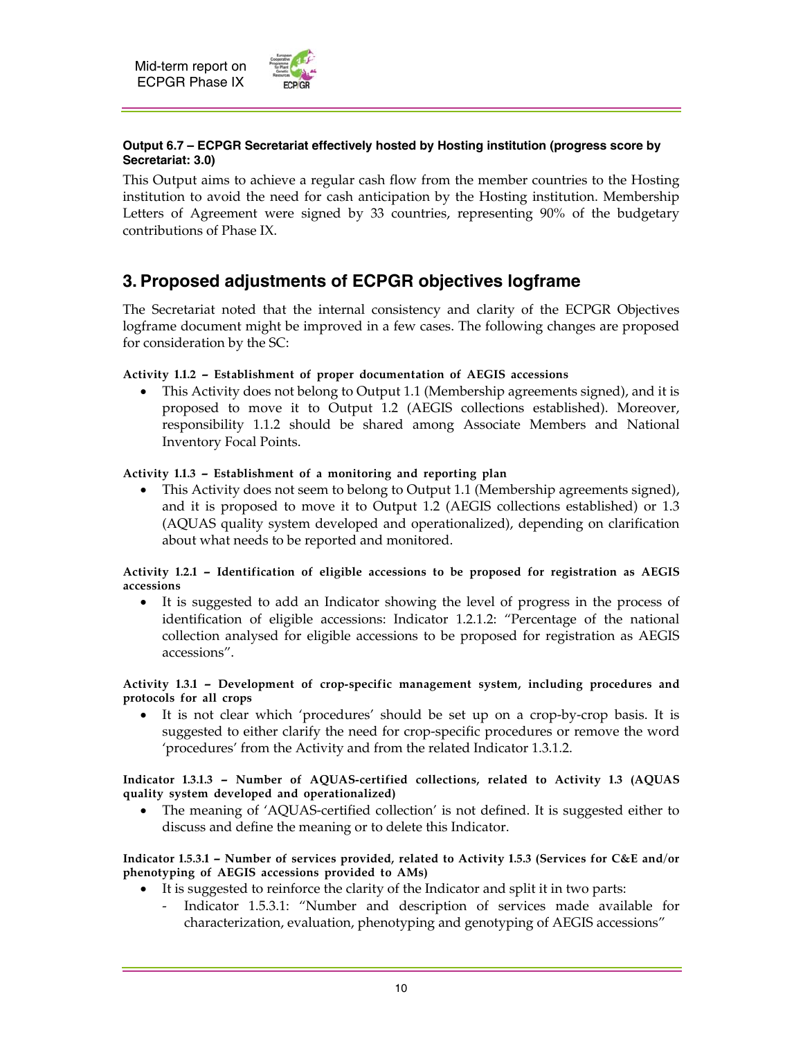**Output 6.7 – ECPGR Secretariat effectively hosted by Hosting institution (progress score by Secretariat: 3.0)**

This Output aims to achieve a regular cash flow from the member countries to the Hosting institution to avoid the need for cash anticipation by the Hosting institution. Membership Letters of Agreement were signed by 33 countries, representing 90% of the budgetary contributions of Phase IX.

## 3. Proposed adjustments of ECPGR objectives logframe

The Secretariat noted that the internal consistency and clarity of the ECPGR Objectives logframe document might be improved in a few cases. The following changes are proposed for consideration by the SC:

**Activity 1.1.2 – Establishment of proper documentation of AEGIS accessions**

- This Activity does not belong to Output 1.1 (Membership agreements signed), and it is proposed to move it to Output 1.2 (AEGIS collections established). Moreover, responsibility 1.1.2 should be shared among Associate Members and National Inventory Focal Points.

**Activity 1.1.3 – Establishment of a monitoring and reporting plan**

- This Activity does not seem to belong to Output 1.1 (Membership agreements signed), and it is proposed to move it to Output 1.2 (AEGIS collections established) or 1.3 (AQUAS quality system developed and operationalized), depending on clarification about what needs to be reported and monitored.

**Activity 1.2.1 – Identification of eligible accessions to be proposed for registration as AEGIS accessions**

- It is suggested to add an Indicator showing the level of progress in the process of identification of eligible accessions: Indicator 1.2.1.2: "Percentage of the national collection analysed for eligible accessions to be proposed for registration as AEGIS accessions".

**Activity 1.3.1 – Development of crop-specific management system, including procedures and protocols for all crops**

- It is not clear which 'procedures' should be set up on a crop-by-crop basis. It is suggested to either clarify the need for crop-specific procedures or remove the word 'procedures' from the Activity and from the related Indicator 1.3.1.2.

**Indicator 1.3.1.3 – Number of AQUAS-certified collections, related to Activity 1.3 (AQUAS quality system developed and operationalized)**

- The meaning of 'AQUAS-certified collection' is not defined. It is suggested either to discuss and define the meaning or to delete this Indicator.

**Indicator 1.5.3.1 – Number of services provided, related to Activity 1.5.3 (Services for C&E and/or phenotyping of AEGIS accessions provided to AMs)**

- It is suggested to reinforce the clarity of the Indicator and split it in two parts:
  - Indicator 1.5.3.1: "Number and description of services made available for characterization, evaluation, phenotyping and genotyping of AEGIS accessions"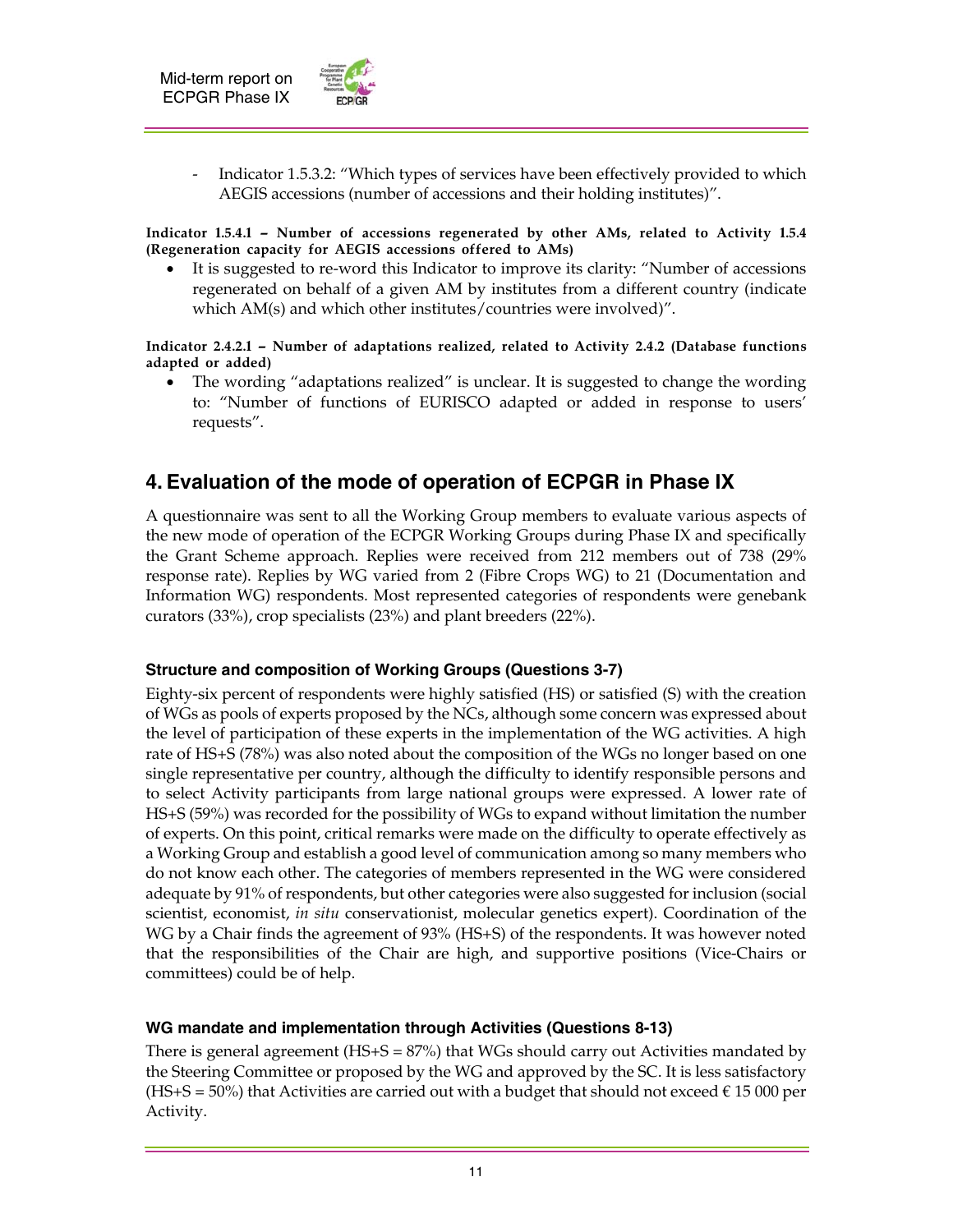- Indicator 1.5.3.2: "Which types of services have been effectively provided to which AEGIS accessions (number of accessions and their holding institutes)".

**Indicator 1.5.4.1 – Number of accessions regenerated by other AMs, related to Activity 1.5.4 (Regeneration capacity for AEGIS accessions offered to AMs)**

- It is suggested to re-word this Indicator to improve its clarity: "Number of accessions regenerated on behalf of a given AM by institutes from a different country (indicate which AM(s) and which other institutes/countries were involved)".

**Indicator 2.4.2.1 – Number of adaptations realized, related to Activity 2.4.2 (Database functions adapted or added)**

- The wording "adaptations realized" is unclear. It is suggested to change the wording to: "Number of functions of EURISCO adapted or added in response to users' requests".

## 4. Evaluation of the mode of operation of ECPGR in Phase IX

A questionnaire was sent to all the Working Group members to evaluate various aspects of the new mode of operation of the ECPGR Working Groups during Phase IX and specifically the Grant Scheme approach. Replies were received from 212 members out of 738 (29% response rate). Replies by WG varied from 2 (Fibre Crops WG) to 21 (Documentation and Information WG) respondents. Most represented categories of respondents were genebank curators (33%), crop specialists (23%) and plant breeders (22%).

### Structure and composition of Working Groups (Questions 3-7)

Eighty-six percent of respondents were highly satisfied (HS) or satisfied (S) with the creation of WGs as pools of experts proposed by the NCs, although some concern was expressed about the level of participation of these experts in the implementation of the WG activities. A high rate of HS+S (78%) was also noted about the composition of the WGs no longer based on one single representative per country, although the difficulty to identify responsible persons and to select Activity participants from large national groups were expressed. A lower rate of HS+S (59%) was recorded for the possibility of WGs to expand without limitation the number of experts. On this point, critical remarks were made on the difficulty to operate effectively as a Working Group and establish a good level of communication among so many members who do not know each other. The categories of members represented in the WG were considered adequate by 91% of respondents, but other categories were also suggested for inclusion (social scientist, economist, *in situ* conservationist, molecular genetics expert). Coordination of the WG by a Chair finds the agreement of 93% (HS+S) of the respondents. It was however noted that the responsibilities of the Chair are high, and supportive positions (Vice-Chairs or committees) could be of help.

### WG mandate and implementation through Activities (Questions 8-13)

There is general agreement (HS+S = 87%) that WGs should carry out Activities mandated by the Steering Committee or proposed by the WG and approved by the SC. It is less satisfactory (HS+S = 50%) that Activities are carried out with a budget that should not exceed € 15 000 per Activity.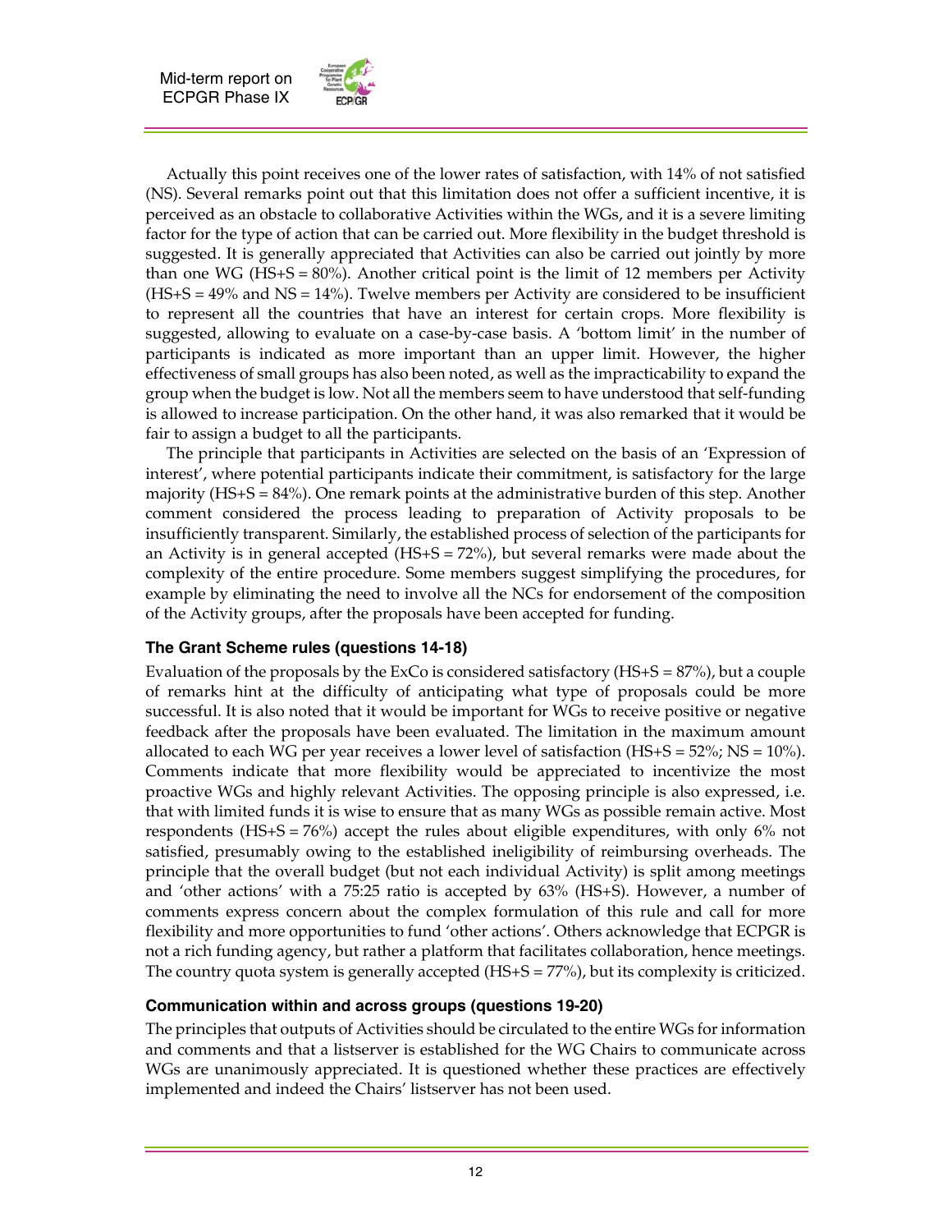Actually this point receives one of the lower rates of satisfaction, with 14% of not satisfied (NS). Several remarks point out that this limitation does not offer a sufficient incentive, it is perceived as an obstacle to collaborative Activities within the WGs, and it is a severe limiting factor for the type of action that can be carried out. More flexibility in the budget threshold is suggested. It is generally appreciated that Activities can also be carried out jointly by more than one WG (HS+S = 80%). Another critical point is the limit of 12 members per Activity (HS+S = 49% and NS = 14%). Twelve members per Activity are considered to be insufficient to represent all the countries that have an interest for certain crops. More flexibility is suggested, allowing to evaluate on a case-by-case basis. A 'bottom limit' in the number of participants is indicated as more important than an upper limit. However, the higher effectiveness of small groups has also been noted, as well as the impracticability to expand the group when the budget is low. Not all the members seem to have understood that self-funding is allowed to increase participation. On the other hand, it was also remarked that it would be fair to assign a budget to all the participants.

The principle that participants in Activities are selected on the basis of an 'Expression of interest', where potential participants indicate their commitment, is satisfactory for the large majority (HS+S = 84%). One remark points at the administrative burden of this step. Another comment considered the process leading to preparation of Activity proposals to be insufficiently transparent. Similarly, the established process of selection of the participants for an Activity is in general accepted (HS+S = 72%), but several remarks were made about the complexity of the entire procedure. Some members suggest simplifying the procedures, for example by eliminating the need to involve all the NCs for endorsement of the composition of the Activity groups, after the proposals have been accepted for funding.

### The Grant Scheme rules (questions 14-18)

Evaluation of the proposals by the ExCo is considered satisfactory (HS+S = 87%), but a couple of remarks hint at the difficulty of anticipating what type of proposals could be more successful. It is also noted that it would be important for WGs to receive positive or negative feedback after the proposals have been evaluated. The limitation in the maximum amount allocated to each WG per year receives a lower level of satisfaction (HS+S = 52%; NS = 10%). Comments indicate that more flexibility would be appreciated to incentivize the most proactive WGs and highly relevant Activities. The opposing principle is also expressed, i.e. that with limited funds it is wise to ensure that as many WGs as possible remain active. Most respondents (HS+S = 76%) accept the rules about eligible expenditures, with only 6% not satisfied, presumably owing to the established ineligibility of reimbursing overheads. The principle that the overall budget (but not each individual Activity) is split among meetings and 'other actions' with a 75:25 ratio is accepted by 63% (HS+S). However, a number of comments express concern about the complex formulation of this rule and call for more flexibility and more opportunities to fund 'other actions'. Others acknowledge that ECPGR is not a rich funding agency, but rather a platform that facilitates collaboration, hence meetings. The country quota system is generally accepted (HS+S = 77%), but its complexity is criticized.

### Communication within and across groups (questions 19-20)

The principles that outputs of Activities should be circulated to the entire WGs for information and comments and that a listserver is established for the WG Chairs to communicate across WGs are unanimously appreciated. It is questioned whether these practices are effectively implemented and indeed the Chairs' listserver has not been used.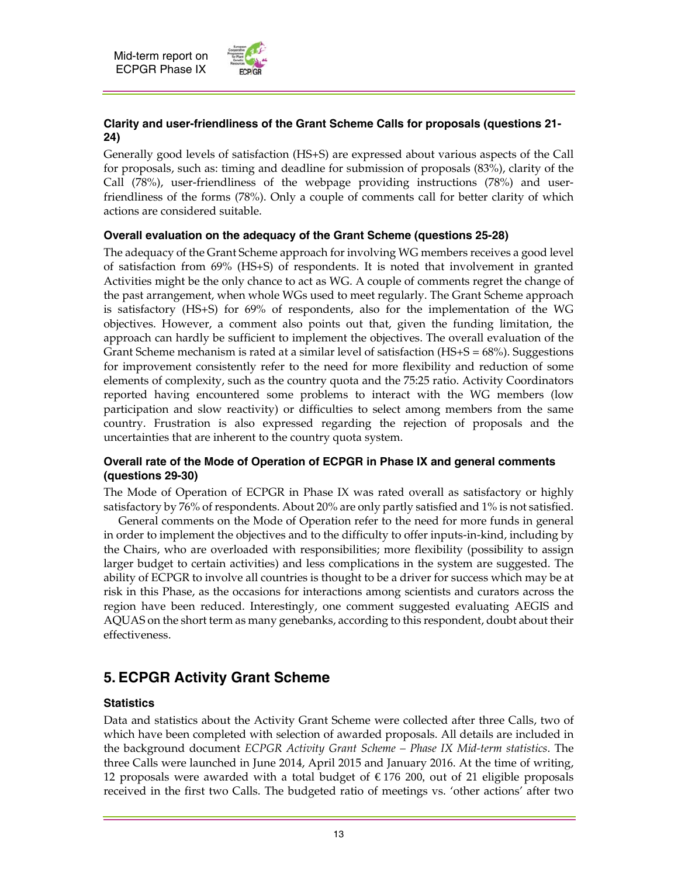**Clarity and user-friendliness of the Grant Scheme Calls for proposals (questions 21-24)**

Generally good levels of satisfaction (HS+S) are expressed about various aspects of the Call for proposals, such as: timing and deadline for submission of proposals (83%), clarity of the Call (78%), user-friendliness of the webpage providing instructions (78%) and user-friendliness of the forms (78%). Only a couple of comments call for better clarity of which actions are considered suitable.

**Overall evaluation on the adequacy of the Grant Scheme (questions 25-28)**

The adequacy of the Grant Scheme approach for involving WG members receives a good level of satisfaction from 69% (HS+S) of respondents. It is noted that involvement in granted Activities might be the only chance to act as WG. A couple of comments regret the change of the past arrangement, when whole WGs used to meet regularly. The Grant Scheme approach is satisfactory (HS+S) for 69% of respondents, also for the implementation of the WG objectives. However, a comment also points out that, given the funding limitation, the approach can hardly be sufficient to implement the objectives. The overall evaluation of the Grant Scheme mechanism is rated at a similar level of satisfaction (HS+S = 68%). Suggestions for improvement consistently refer to the need for more flexibility and reduction of some elements of complexity, such as the country quota and the 75:25 ratio. Activity Coordinators reported having encountered some problems to interact with the WG members (low participation and slow reactivity) or difficulties to select among members from the same country. Frustration is also expressed regarding the rejection of proposals and the uncertainties that are inherent to the country quota system.

**Overall rate of the Mode of Operation of ECPGR in Phase IX and general comments (questions 29-30)**

The Mode of Operation of ECPGR in Phase IX was rated overall as satisfactory or highly satisfactory by 76% of respondents. About 20% are only partly satisfied and 1% is not satisfied.

General comments on the Mode of Operation refer to the need for more funds in general in order to implement the objectives and to the difficulty to offer inputs-in-kind, including by the Chairs, who are overloaded with responsibilities; more flexibility (possibility to assign larger budget to certain activities) and less complications in the system are suggested. The ability of ECPGR to involve all countries is thought to be a driver for success which may be at risk in this Phase, as the occasions for interactions among scientists and curators across the region have been reduced. Interestingly, one comment suggested evaluating AEGIS and AQUAS on the short term as many genebanks, according to this respondent, doubt about their effectiveness.

## 5. ECPGR Activity Grant Scheme

### Statistics

Data and statistics about the Activity Grant Scheme were collected after three Calls, two of which have been completed with selection of awarded proposals. All details are included in the background document *ECPGR Activity Grant Scheme – Phase IX Mid-term statistics*. The three Calls were launched in June 2014, April 2015 and January 2016. At the time of writing, 12 proposals were awarded with a total budget of € 176 200, out of 21 eligible proposals received in the first two Calls. The budgeted ratio of meetings vs. 'other actions' after two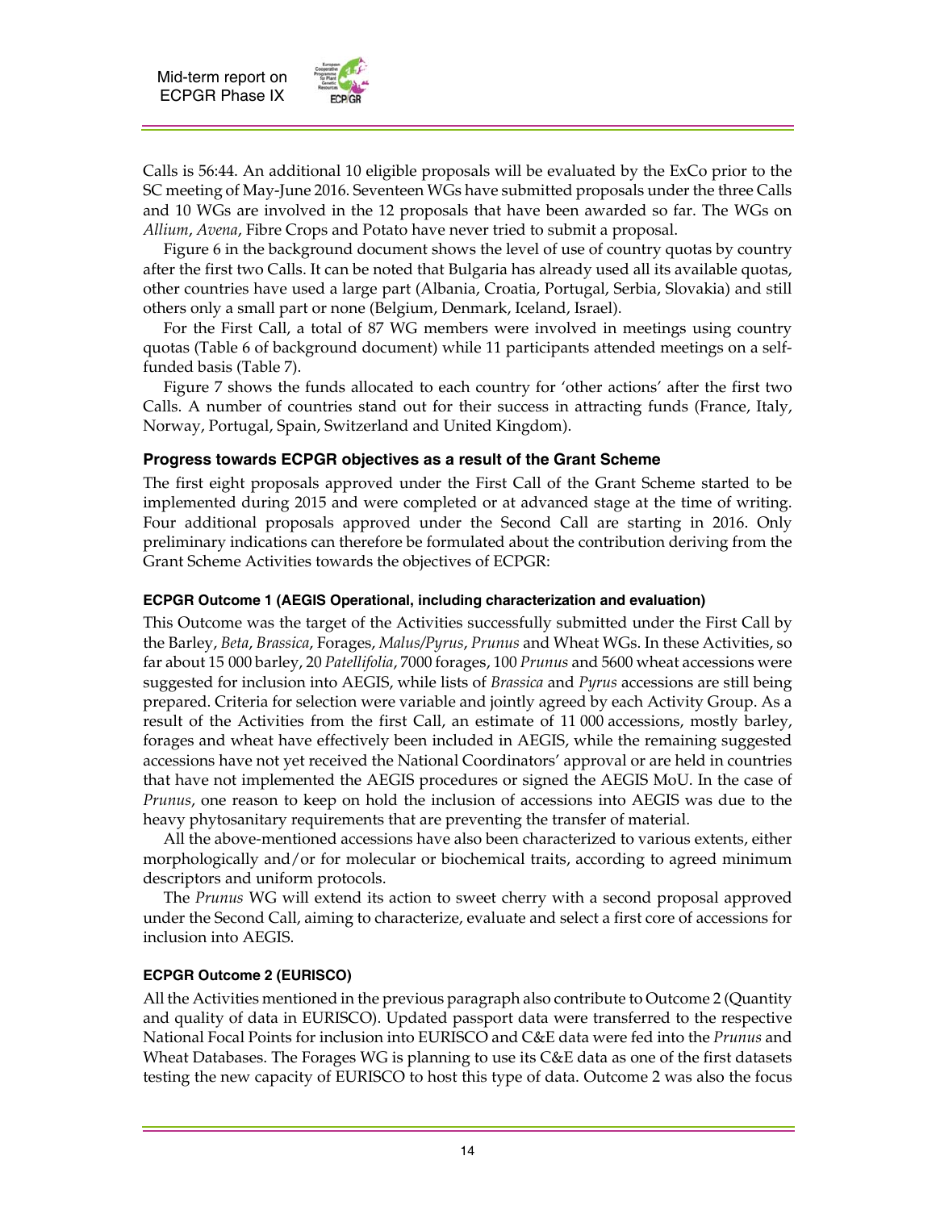Calls is 56:44. An additional 10 eligible proposals will be evaluated by the ExCo prior to the SC meeting of May-June 2016. Seventeen WGs have submitted proposals under the three Calls and 10 WGs are involved in the 12 proposals that have been awarded so far. The WGs on *Allium*, *Avena*, Fibre Crops and Potato have never tried to submit a proposal.

Figure 6 in the background document shows the level of use of country quotas by country after the first two Calls. It can be noted that Bulgaria has already used all its available quotas, other countries have used a large part (Albania, Croatia, Portugal, Serbia, Slovakia) and still others only a small part or none (Belgium, Denmark, Iceland, Israel).

For the First Call, a total of 87 WG members were involved in meetings using country quotas (Table 6 of background document) while 11 participants attended meetings on a self-funded basis (Table 7).

Figure 7 shows the funds allocated to each country for 'other actions' after the first two Calls. A number of countries stand out for their success in attracting funds (France, Italy, Norway, Portugal, Spain, Switzerland and United Kingdom).

### Progress towards ECPGR objectives as a result of the Grant Scheme

The first eight proposals approved under the First Call of the Grant Scheme started to be implemented during 2015 and were completed or at advanced stage at the time of writing. Four additional proposals approved under the Second Call are starting in 2016. Only preliminary indications can therefore be formulated about the contribution deriving from the Grant Scheme Activities towards the objectives of ECPGR:

#### ECPGR Outcome 1 (AEGIS Operational, including characterization and evaluation)

This Outcome was the target of the Activities successfully submitted under the First Call by the Barley, *Beta*, *Brassica*, Forages, *Malus/Pyrus*, *Prunus* and Wheat WGs. In these Activities, so far about 15 000 barley, 20 *Patellifolia*, 7000 forages, 100 *Prunus* and 5600 wheat accessions were suggested for inclusion into AEGIS, while lists of *Brassica* and *Pyrus* accessions are still being prepared. Criteria for selection were variable and jointly agreed by each Activity Group. As a result of the Activities from the first Call, an estimate of 11 000 accessions, mostly barley, forages and wheat have effectively been included in AEGIS, while the remaining suggested accessions have not yet received the National Coordinators' approval or are held in countries that have not implemented the AEGIS procedures or signed the AEGIS MoU. In the case of *Prunus*, one reason to keep on hold the inclusion of accessions into AEGIS was due to the heavy phytosanitary requirements that are preventing the transfer of material.

All the above-mentioned accessions have also been characterized to various extents, either morphologically and/or for molecular or biochemical traits, according to agreed minimum descriptors and uniform protocols.

The *Prunus* WG will extend its action to sweet cherry with a second proposal approved under the Second Call, aiming to characterize, evaluate and select a first core of accessions for inclusion into AEGIS.

#### ECPGR Outcome 2 (EURISCO)

All the Activities mentioned in the previous paragraph also contribute to Outcome 2 (Quantity and quality of data in EURISCO). Updated passport data were transferred to the respective National Focal Points for inclusion into EURISCO and C&E data were fed into the *Prunus* and Wheat Databases. The Forages WG is planning to use its C&E data as one of the first datasets testing the new capacity of EURISCO to host this type of data. Outcome 2 was also the focus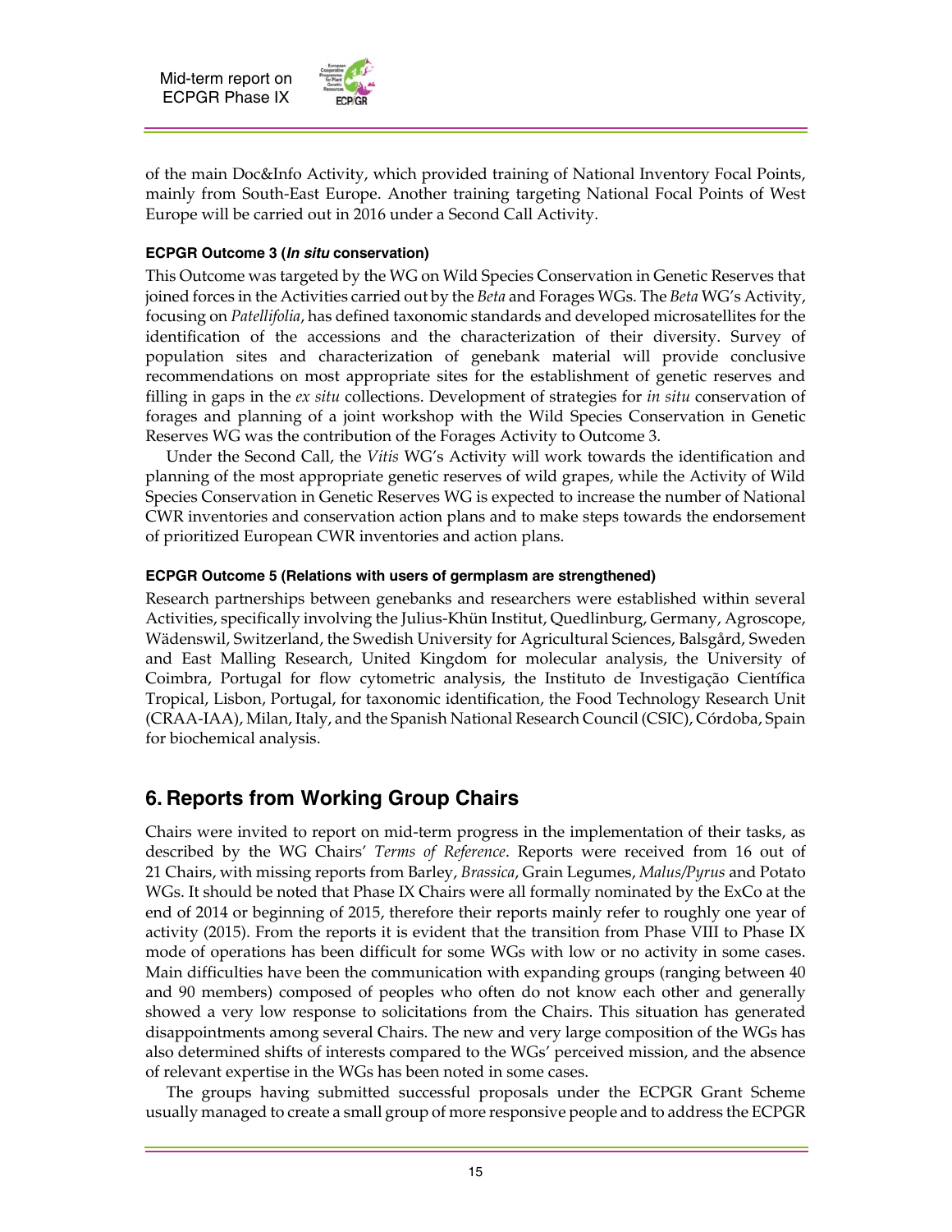of the main Doc&Info Activity, which provided training of National Inventory Focal Points, mainly from South-East Europe. Another training targeting National Focal Points of West Europe will be carried out in 2016 under a Second Call Activity.

#### ECPGR Outcome 3 (*In situ* conservation)

This Outcome was targeted by the WG on Wild Species Conservation in Genetic Reserves that joined forces in the Activities carried out by the *Beta* and Forages WGs. The *Beta* WG's Activity, focusing on *Patellifolia*, has defined taxonomic standards and developed microsatellites for the identification of the accessions and the characterization of their diversity. Survey of population sites and characterization of genebank material will provide conclusive recommendations on most appropriate sites for the establishment of genetic reserves and filling in gaps in the *ex situ* collections. Development of strategies for *in situ* conservation of forages and planning of a joint workshop with the Wild Species Conservation in Genetic Reserves WG was the contribution of the Forages Activity to Outcome 3.

Under the Second Call, the *Vitis* WG's Activity will work towards the identification and planning of the most appropriate genetic reserves of wild grapes, while the Activity of Wild Species Conservation in Genetic Reserves WG is expected to increase the number of National CWR inventories and conservation action plans and to make steps towards the endorsement of prioritized European CWR inventories and action plans.

#### ECPGR Outcome 5 (Relations with users of germplasm are strengthened)

Research partnerships between genebanks and researchers were established within several Activities, specifically involving the Julius-Khün Institut, Quedlinburg, Germany, Agroscope, Wädenswil, Switzerland, the Swedish University for Agricultural Sciences, Balsgård, Sweden and East Malling Research, United Kingdom for molecular analysis, the University of Coimbra, Portugal for flow cytometric analysis, the Instituto de Investigação Científica Tropical, Lisbon, Portugal, for taxonomic identification, the Food Technology Research Unit (CRAA-IAA), Milan, Italy, and the Spanish National Research Council (CSIC), Córdoba, Spain for biochemical analysis.

## 6. Reports from Working Group Chairs

Chairs were invited to report on mid-term progress in the implementation of their tasks, as described by the WG Chairs' *Terms of Reference*. Reports were received from 16 out of 21 Chairs, with missing reports from Barley, *Brassica*, Grain Legumes, *Malus/Pyrus* and Potato WGs. It should be noted that Phase IX Chairs were all formally nominated by the ExCo at the end of 2014 or beginning of 2015, therefore their reports mainly refer to roughly one year of activity (2015). From the reports it is evident that the transition from Phase VIII to Phase IX mode of operations has been difficult for some WGs with low or no activity in some cases. Main difficulties have been the communication with expanding groups (ranging between 40 and 90 members) composed of peoples who often do not know each other and generally showed a very low response to solicitations from the Chairs. This situation has generated disappointments among several Chairs. The new and very large composition of the WGs has also determined shifts of interests compared to the WGs' perceived mission, and the absence of relevant expertise in the WGs has been noted in some cases.

The groups having submitted successful proposals under the ECPGR Grant Scheme usually managed to create a small group of more responsive people and to address the ECPGR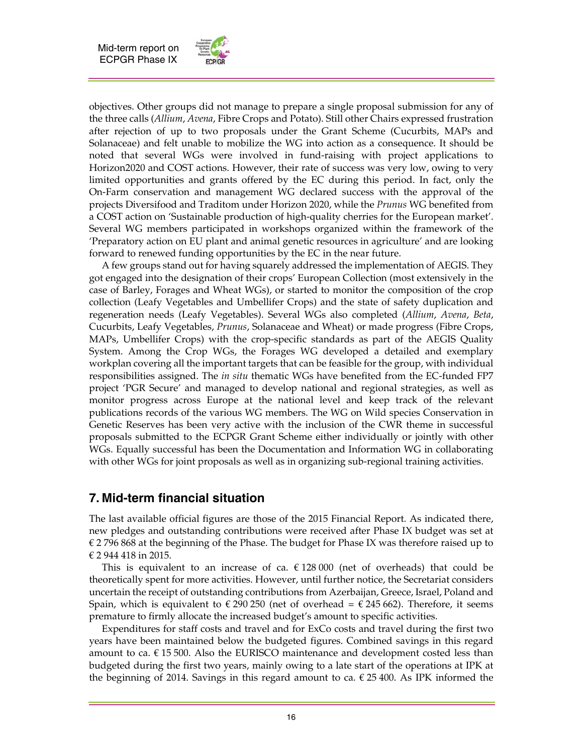objectives. Other groups did not manage to prepare a single proposal submission for any of the three calls (*Allium*, *Avena*, Fibre Crops and Potato). Still other Chairs expressed frustration after rejection of up to two proposals under the Grant Scheme (Cucurbits, MAPs and Solanaceae) and felt unable to mobilize the WG into action as a consequence. It should be noted that several WGs were involved in fund-raising with project applications to Horizon2020 and COST actions. However, their rate of success was very low, owing to very limited opportunities and grants offered by the EC during this period. In fact, only the On-Farm conservation and management WG declared success with the approval of the projects Diversifood and Traditom under Horizon 2020, while the *Prunus* WG benefited from a COST action on 'Sustainable production of high-quality cherries for the European market'. Several WG members participated in workshops organized within the framework of the 'Preparatory action on EU plant and animal genetic resources in agriculture' and are looking forward to renewed funding opportunities by the EC in the near future.

A few groups stand out for having squarely addressed the implementation of AEGIS. They got engaged into the designation of their crops' European Collection (most extensively in the case of Barley, Forages and Wheat WGs), or started to monitor the composition of the crop collection (Leafy Vegetables and Umbellifer Crops) and the state of safety duplication and regeneration needs (Leafy Vegetables). Several WGs also completed (*Allium*, *Avena*, *Beta*, Cucurbits, Leafy Vegetables, *Prunus*, Solanaceae and Wheat) or made progress (Fibre Crops, MAPs, Umbellifer Crops) with the crop-specific standards as part of the AEGIS Quality System. Among the Crop WGs, the Forages WG developed a detailed and exemplary workplan covering all the important targets that can be feasible for the group, with individual responsibilities assigned. The *in situ* thematic WGs have benefited from the EC-funded FP7 project 'PGR Secure' and managed to develop national and regional strategies, as well as monitor progress across Europe at the national level and keep track of the relevant publications records of the various WG members. The WG on Wild species Conservation in Genetic Reserves has been very active with the inclusion of the CWR theme in successful proposals submitted to the ECPGR Grant Scheme either individually or jointly with other WGs. Equally successful has been the Documentation and Information WG in collaborating with other WGs for joint proposals as well as in organizing sub-regional training activities.

## 7. Mid-term financial situation

The last available official figures are those of the 2015 Financial Report. As indicated there, new pledges and outstanding contributions were received after Phase IX budget was set at € 2 796 868 at the beginning of the Phase. The budget for Phase IX was therefore raised up to € 2 944 418 in 2015.

This is equivalent to an increase of ca. € 128 000 (net of overheads) that could be theoretically spent for more activities. However, until further notice, the Secretariat considers uncertain the receipt of outstanding contributions from Azerbaijan, Greece, Israel, Poland and Spain, which is equivalent to € 290 250 (net of overhead = € 245 662). Therefore, it seems premature to firmly allocate the increased budget's amount to specific activities.

Expenditures for staff costs and travel and for ExCo costs and travel during the first two years have been maintained below the budgeted figures. Combined savings in this regard amount to ca. € 15 500. Also the EURISCO maintenance and development costed less than budgeted during the first two years, mainly owing to a late start of the operations at IPK at the beginning of 2014. Savings in this regard amount to ca. € 25 400. As IPK informed the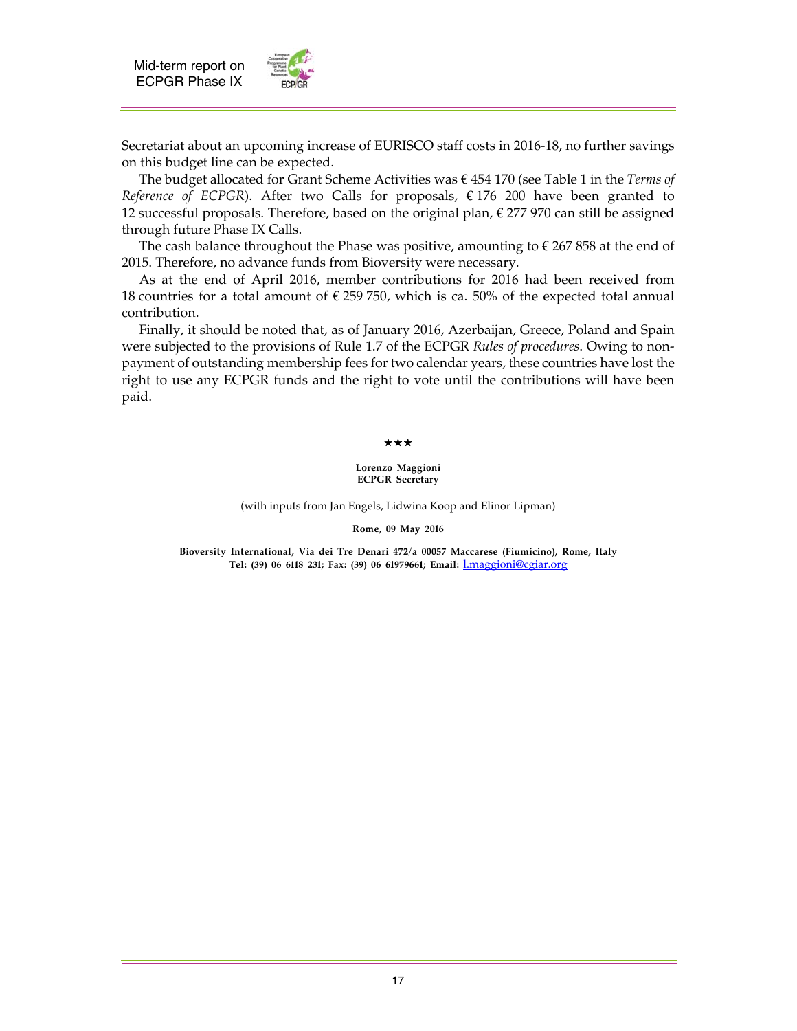Secretariat about an upcoming increase of EURISCO staff costs in 2016-18, no further savings on this budget line can be expected.

The budget allocated for Grant Scheme Activities was € 454 170 (see Table 1 in the *Terms of Reference of ECPGR*). After two Calls for proposals, € 176 200 have been granted to 12 successful proposals. Therefore, based on the original plan, € 277 970 can still be assigned through future Phase IX Calls.

The cash balance throughout the Phase was positive, amounting to € 267 858 at the end of 2015. Therefore, no advance funds from Bioversity were necessary.

As at the end of April 2016, member contributions for 2016 had been received from 18 countries for a total amount of € 259 750, which is ca. 50% of the expected total annual contribution.

Finally, it should be noted that, as of January 2016, Azerbaijan, Greece, Poland and Spain were subjected to the provisions of Rule 1.7 of the ECPGR *Rules of procedures*. Owing to non-payment of outstanding membership fees for two calendar years, these countries have lost the right to use any ECPGR funds and the right to vote until the contributions will have been paid.

★★★

**Lorenzo Maggioni**
**ECPGR Secretary**

(with inputs from Jan Engels, Lidwina Koop and Elinor Lipman)

**Rome, 09 May 2016**

**Bioversity International, Via dei Tre Denari 472/a 00057 Maccarese (Fiumicino), Rome, Italy**
**Tel: (39) 06 6118 231; Fax: (39) 06 61979661; Email:** l.maggioni@cgiar.org